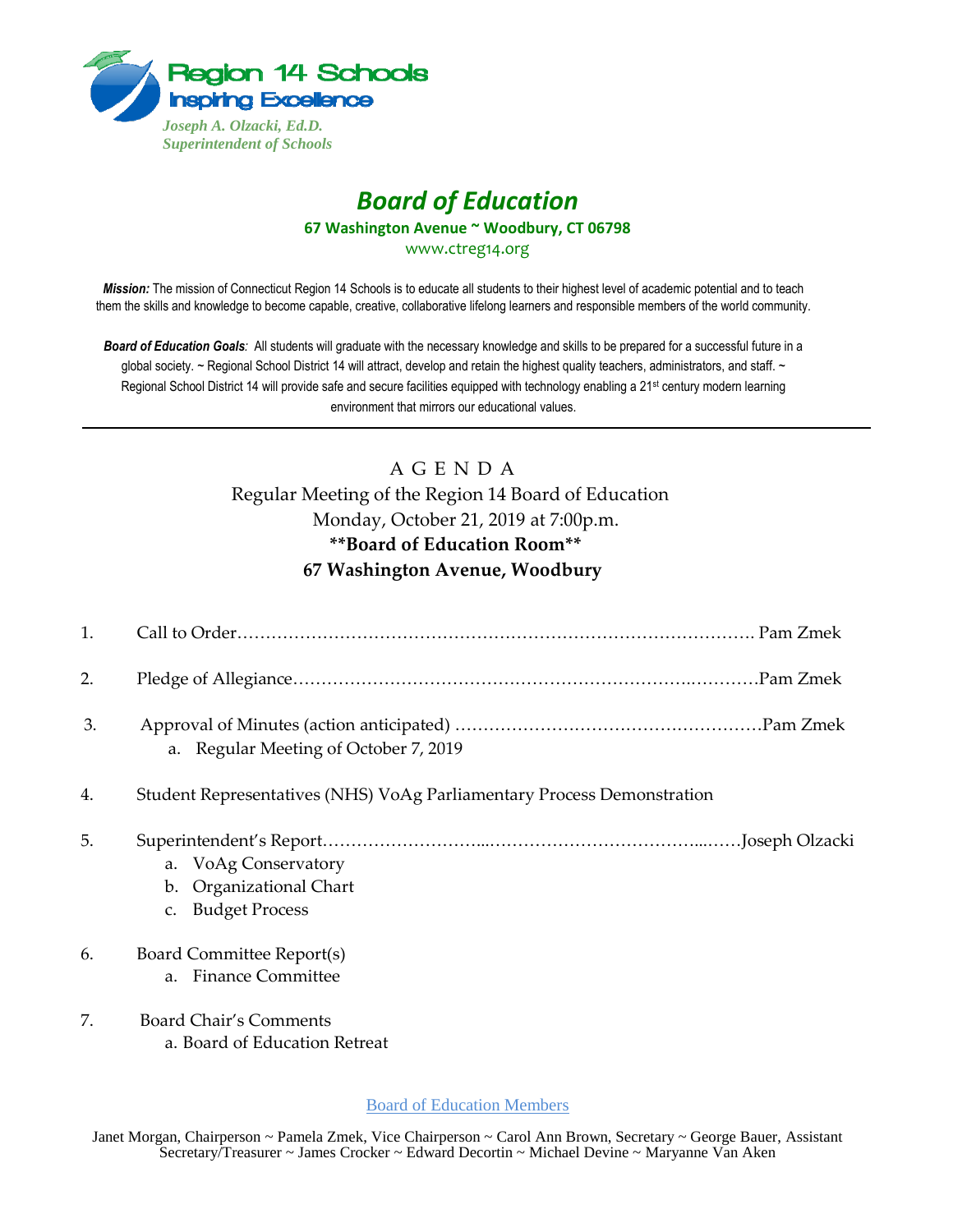Region 14 Schools
Inspiring Excellence

*Joseph A. Olzacki, Ed.D.*
*Superintendent of Schools*

# *Board of Education*

**67 Washington Avenue ~ Woodbury, CT 06798**

www.ctreg14.org

***Mission:*** The mission of Connecticut Region 14 Schools is to educate all students to their highest level of academic potential and to teach them the skills and knowledge to become capable, creative, collaborative lifelong learners and responsible members of the world community.

***Board of Education Goals**:* All students will graduate with the necessary knowledge and skills to be prepared for a successful future in a global society. ~ Regional School District 14 will attract, develop and retain the highest quality teachers, administrators, and staff. ~ Regional School District 14 will provide safe and secure facilities equipped with technology enabling a 21st century modern learning environment that mirrors our educational values.

---

## A G E N D A

Regular Meeting of the Region 14 Board of Education
Monday, October 21, 2019 at 7:00p.m.
**\*\*Board of Education Room\*\***
**67 Washington Avenue, Woodbury**

1. Call to Order……………………………………………………………………………. Pam Zmek
2. Pledge of Allegiance……………………………………………………………..…………Pam Zmek
3. Approval of Minutes (action anticipated) ………………………………………………Pam Zmek
   a. Regular Meeting of October 7, 2019
4. Student Representatives (NHS) VoAg Parliamentary Process Demonstration
5. Superintendent's Report………………………...……………………………….....……Joseph Olzacki
   a. VoAg Conservatory
   b. Organizational Chart
   c. Budget Process
6. Board Committee Report(s)
   a. Finance Committee
7. Board Chair's Comments
   a. Board of Education Retreat

Board of Education Members

Janet Morgan, Chairperson ~ Pamela Zmek, Vice Chairperson ~ Carol Ann Brown, Secretary ~ George Bauer, Assistant Secretary/Treasurer ~ James Crocker ~ Edward Decortin ~ Michael Devine ~ Maryanne Van Aken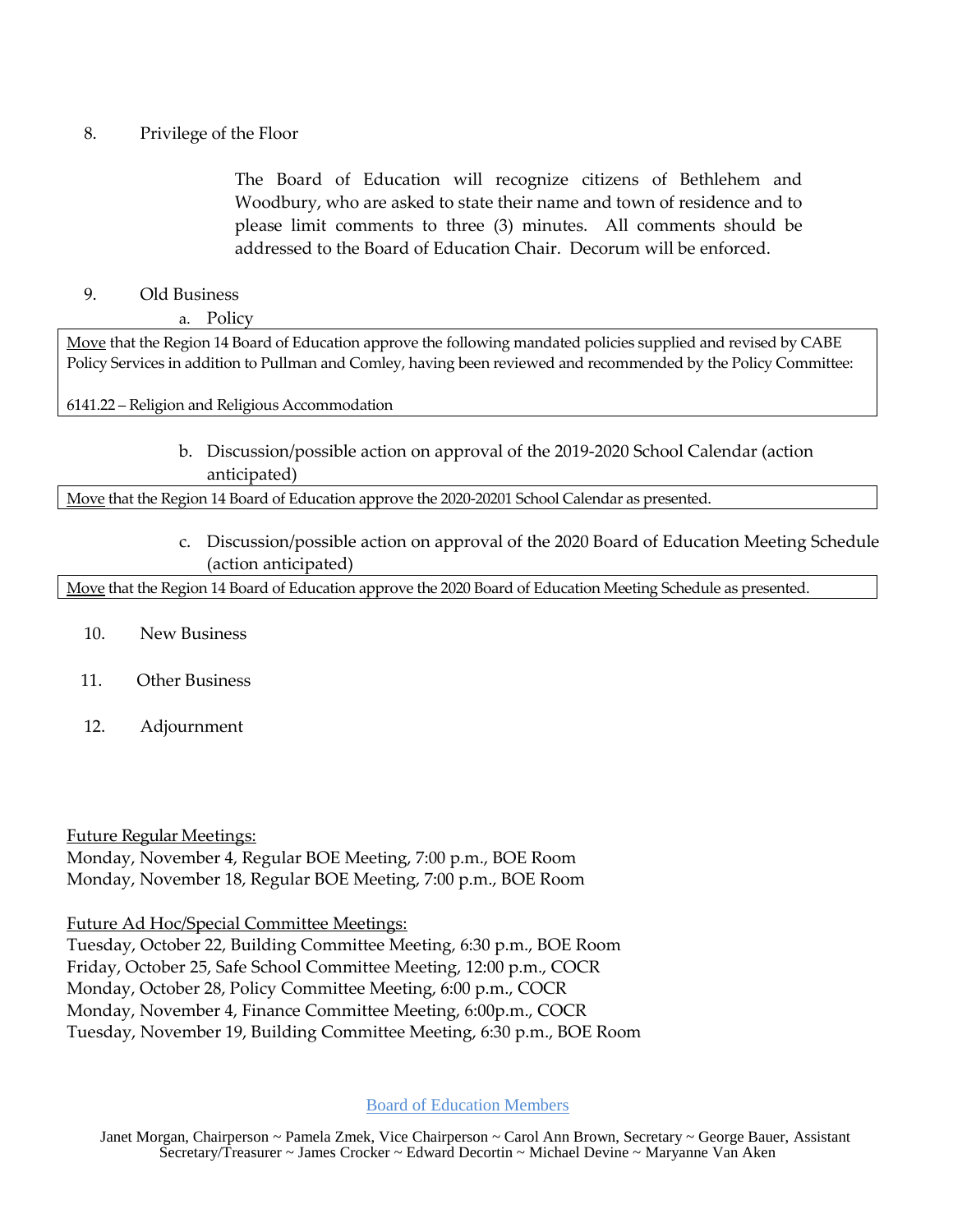8. Privilege of the Floor

> The Board of Education will recognize citizens of Bethlehem and Woodbury, who are asked to state their name and town of residence and to please limit comments to three (3) minutes. All comments should be addressed to the Board of Education Chair. Decorum will be enforced.

9. Old Business

   a. Policy

<u>Move</u> that the Region 14 Board of Education approve the following mandated policies supplied and revised by CABE Policy Services in addition to Pullman and Comley, having been reviewed and recommended by the Policy Committee:

6141.22 – Religion and Religious Accommodation

   b. Discussion/possible action on approval of the 2019-2020 School Calendar (action anticipated)

<u>Move</u> that the Region 14 Board of Education approve the 2020-20201 School Calendar as presented.

   c. Discussion/possible action on approval of the 2020 Board of Education Meeting Schedule (action anticipated)

<u>Move</u> that the Region 14 Board of Education approve the 2020 Board of Education Meeting Schedule as presented.

10. New Business

11. Other Business

12. Adjournment

<u>Future Regular Meetings:</u>
Monday, November 4, Regular BOE Meeting, 7:00 p.m., BOE Room
Monday, November 18, Regular BOE Meeting, 7:00 p.m., BOE Room

<u>Future Ad Hoc/Special Committee Meetings:</u>
Tuesday, October 22, Building Committee Meeting, 6:30 p.m., BOE Room
Friday, October 25, Safe School Committee Meeting, 12:00 p.m., COCR
Monday, October 28, Policy Committee Meeting, 6:00 p.m., COCR
Monday, November 4, Finance Committee Meeting, 6:00p.m., COCR
Tuesday, November 19, Building Committee Meeting, 6:30 p.m., BOE Room

Board of Education Members

Janet Morgan, Chairperson ~ Pamela Zmek, Vice Chairperson ~ Carol Ann Brown, Secretary ~ George Bauer, Assistant Secretary/Treasurer ~ James Crocker ~ Edward Decortin ~ Michael Devine ~ Maryanne Van Aken